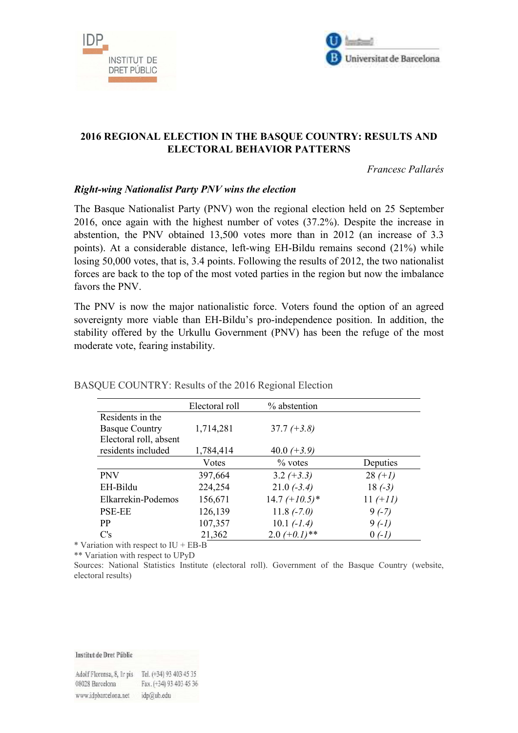## 2016 REGIONAL ELECTION IN THE BASQUE COUNTRY: RESULTS AND ELECTORAL BEHAVIOR PATTERNS

*Francesc Pallarés*

### *Right-wing Nationalist Party PNV wins the election*

The Basque Nationalist Party (PNV) won the regional election held on 25 September 2016, once again with the highest number of votes (37.2%). Despite the increase in abstention, the PNV obtained 13,500 votes more than in 2012 (an increase of 3.3 points). At a considerable distance, left-wing EH-Bildu remains second (21%) while losing 50,000 votes, that is, 3.4 points. Following the results of 2012, the two nationalist forces are back to the top of the most voted parties in the region but now the imbalance favors the PNV.

The PNV is now the major nationalistic force. Voters found the option of an agreed sovereignty more viable than EH-Bildu's pro-independence position. In addition, the stability offered by the Urkullu Government (PNV) has been the refuge of the most moderate vote, fearing instability.

BASQUE COUNTRY: Results of the 2016 Regional Election

| | Electoral roll | % abstention | |
|---|---|---|---|
| Residents in the Basque Country | 1,714,281 | 37.7 *(+3.8)* | |
| Electoral roll, absent residents included | 1,784,414 | 40.0 *(+3.9)* | |
| | Votes | % votes | Deputies |
| PNV | 397,664 | 3.2 *(+3.3)* | 28 *(+1)* |
| EH-Bildu | 224,254 | 21.0 *(-3.4)* | 18 *(-3)* |
| Elkarrekin-Podemos | 156,671 | 14.7 *(+10.5)** | 11 *(+11)* |
| PSE-EE | 126,139 | 11.8 *(-7.0)* | 9 *(-7)* |
| PP | 107,357 | 10.1 *(-1.4)* | 9 *(-1)* |
| C's | 21,362 | 2.0 *(+0.1)*** | 0 *(-1)* |

\* Variation with respect to IU + EB-B

\*\* Variation with respect to UPyD

Sources: National Statistics Institute (electoral roll). Government of the Basque Country (website, electoral results)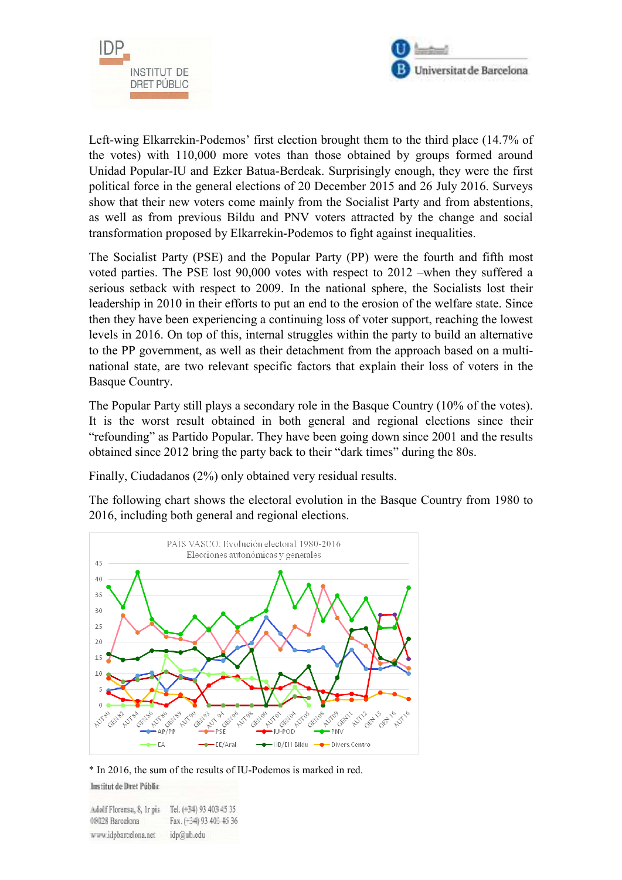Left-wing Elkarrekin-Podemos' first election brought them to the third place (14.7% of the votes) with 110,000 more votes than those obtained by groups formed around Unidad Popular-IU and Ezker Batua-Berdeak. Surprisingly enough, they were the first political force in the general elections of 20 December 2015 and 26 July 2016. Surveys show that their new voters come mainly from the Socialist Party and from abstentions, as well as from previous Bildu and PNV voters attracted by the change and social transformation proposed by Elkarrekin-Podemos to fight against inequalities.

The Socialist Party (PSE) and the Popular Party (PP) were the fourth and fifth most voted parties. The PSE lost 90,000 votes with respect to 2012 –when they suffered a serious setback with respect to 2009. In the national sphere, the Socialists lost their leadership in 2010 in their efforts to put an end to the erosion of the welfare state. Since then they have been experiencing a continuing loss of voter support, reaching the lowest levels in 2016. On top of this, internal struggles within the party to build an alternative to the PP government, as well as their detachment from the approach based on a multi-national state, are two relevant specific factors that explain their loss of voters in the Basque Country.

The Popular Party still plays a secondary role in the Basque Country (10% of the votes). It is the worst result obtained in both general and regional elections since their "refounding" as Partido Popular. They have been going down since 2001 and the results obtained since 2012 bring the party back to their "dark times" during the 80s.

Finally, Ciudadanos (2%) only obtained very residual results.

The following chart shows the electoral evolution in the Basque Country from 1980 to 2016, including both general and regional elections.

PAIS VASCO: Evolución electoral 1980-2016
Elecciones autonómicas y generales

\* In 2016, the sum of the results of IU-Podemos is marked in red.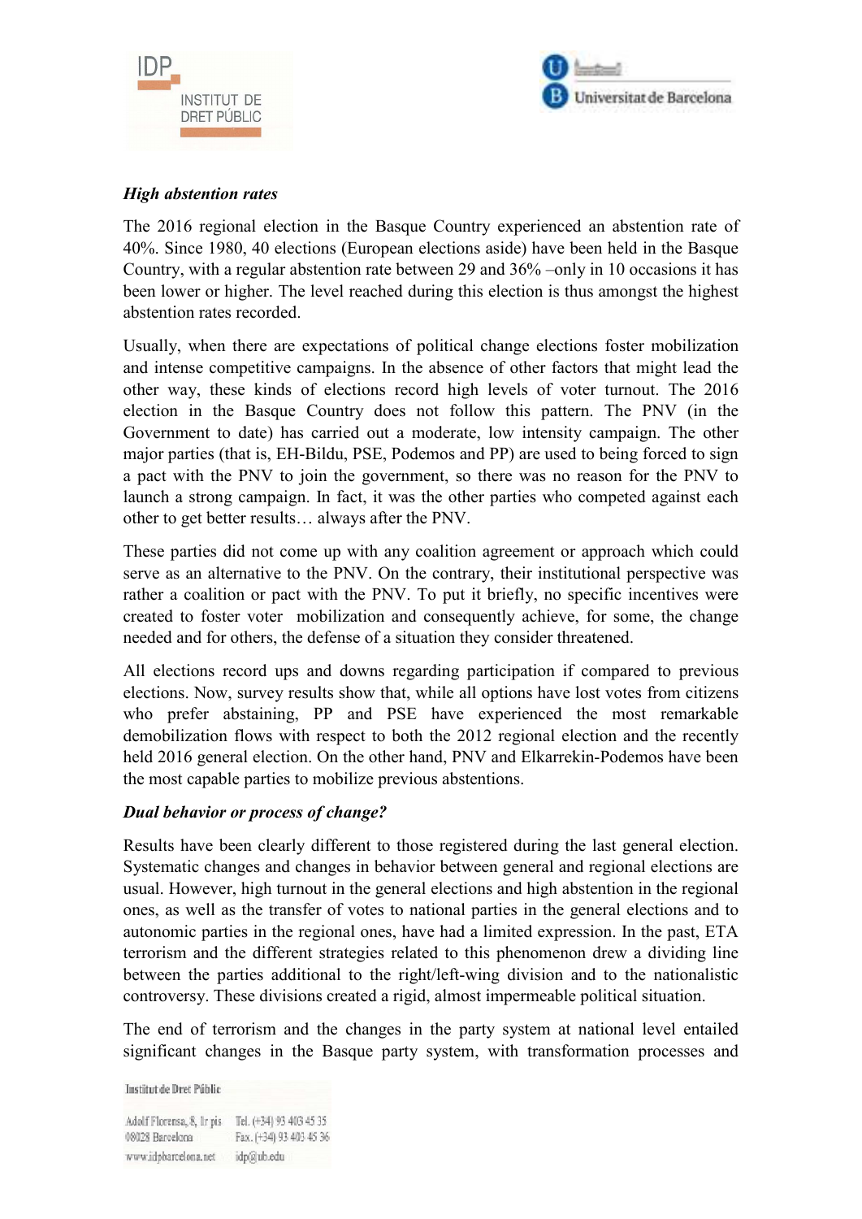***High abstention rates***

The 2016 regional election in the Basque Country experienced an abstention rate of 40%. Since 1980, 40 elections (European elections aside) have been held in the Basque Country, with a regular abstention rate between 29 and 36% –only in 10 occasions it has been lower or higher. The level reached during this election is thus amongst the highest abstention rates recorded.

Usually, when there are expectations of political change elections foster mobilization and intense competitive campaigns. In the absence of other factors that might lead the other way, these kinds of elections record high levels of voter turnout. The 2016 election in the Basque Country does not follow this pattern. The PNV (in the Government to date) has carried out a moderate, low intensity campaign. The other major parties (that is, EH-Bildu, PSE, Podemos and PP) are used to being forced to sign a pact with the PNV to join the government, so there was no reason for the PNV to launch a strong campaign. In fact, it was the other parties who competed against each other to get better results… always after the PNV.

These parties did not come up with any coalition agreement or approach which could serve as an alternative to the PNV. On the contrary, their institutional perspective was rather a coalition or pact with the PNV. To put it briefly, no specific incentives were created to foster voter mobilization and consequently achieve, for some, the change needed and for others, the defense of a situation they consider threatened.

All elections record ups and downs regarding participation if compared to previous elections. Now, survey results show that, while all options have lost votes from citizens who prefer abstaining, PP and PSE have experienced the most remarkable demobilization flows with respect to both the 2012 regional election and the recently held 2016 general election. On the other hand, PNV and Elkarrekin-Podemos have been the most capable parties to mobilize previous abstentions.

***Dual behavior or process of change?***

Results have been clearly different to those registered during the last general election. Systematic changes and changes in behavior between general and regional elections are usual. However, high turnout in the general elections and high abstention in the regional ones, as well as the transfer of votes to national parties in the general elections and to autonomic parties in the regional ones, have had a limited expression. In the past, ETA terrorism and the different strategies related to this phenomenon drew a dividing line between the parties additional to the right/left-wing division and to the nationalistic controversy. These divisions created a rigid, almost impermeable political situation.

The end of terrorism and the changes in the party system at national level entailed significant changes in the Basque party system, with transformation processes and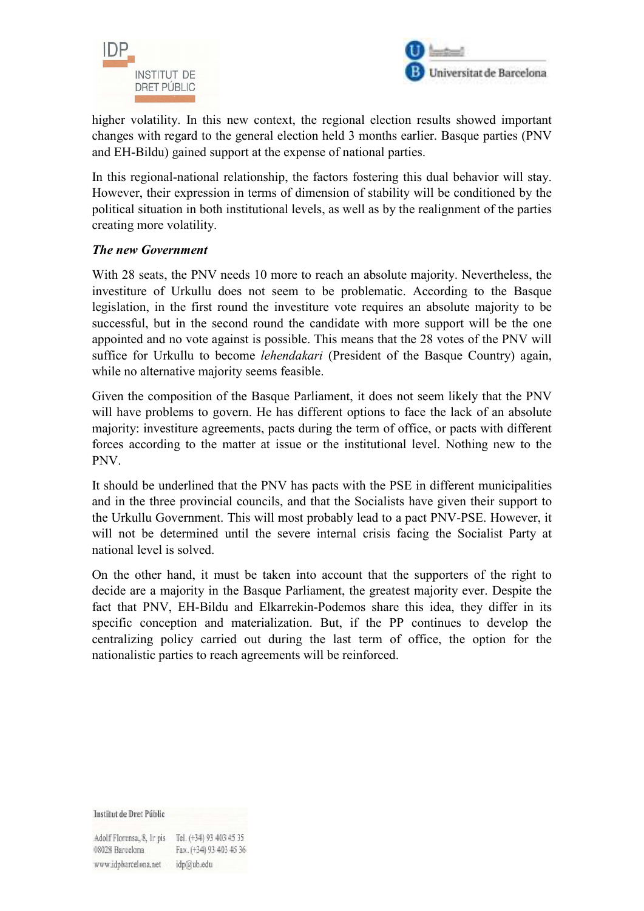higher volatility. In this new context, the regional election results showed important changes with regard to the general election held 3 months earlier. Basque parties (PNV and EH-Bildu) gained support at the expense of national parties.

In this regional-national relationship, the factors fostering this dual behavior will stay. However, their expression in terms of dimension of stability will be conditioned by the political situation in both institutional levels, as well as by the realignment of the parties creating more volatility.

***The new Government***

With 28 seats, the PNV needs 10 more to reach an absolute majority. Nevertheless, the investiture of Urkullu does not seem to be problematic. According to the Basque legislation, in the first round the investiture vote requires an absolute majority to be successful, but in the second round the candidate with more support will be the one appointed and no vote against is possible. This means that the 28 votes of the PNV will suffice for Urkullu to become *lehendakari* (President of the Basque Country) again, while no alternative majority seems feasible.

Given the composition of the Basque Parliament, it does not seem likely that the PNV will have problems to govern. He has different options to face the lack of an absolute majority: investiture agreements, pacts during the term of office, or pacts with different forces according to the matter at issue or the institutional level. Nothing new to the PNV.

It should be underlined that the PNV has pacts with the PSE in different municipalities and in the three provincial councils, and that the Socialists have given their support to the Urkullu Government. This will most probably lead to a pact PNV-PSE. However, it will not be determined until the severe internal crisis facing the Socialist Party at national level is solved.

On the other hand, it must be taken into account that the supporters of the right to decide are a majority in the Basque Parliament, the greatest majority ever. Despite the fact that PNV, EH-Bildu and Elkarrekin-Podemos share this idea, they differ in its specific conception and materialization. But, if the PP continues to develop the centralizing policy carried out during the last term of office, the option for the nationalistic parties to reach agreements will be reinforced.